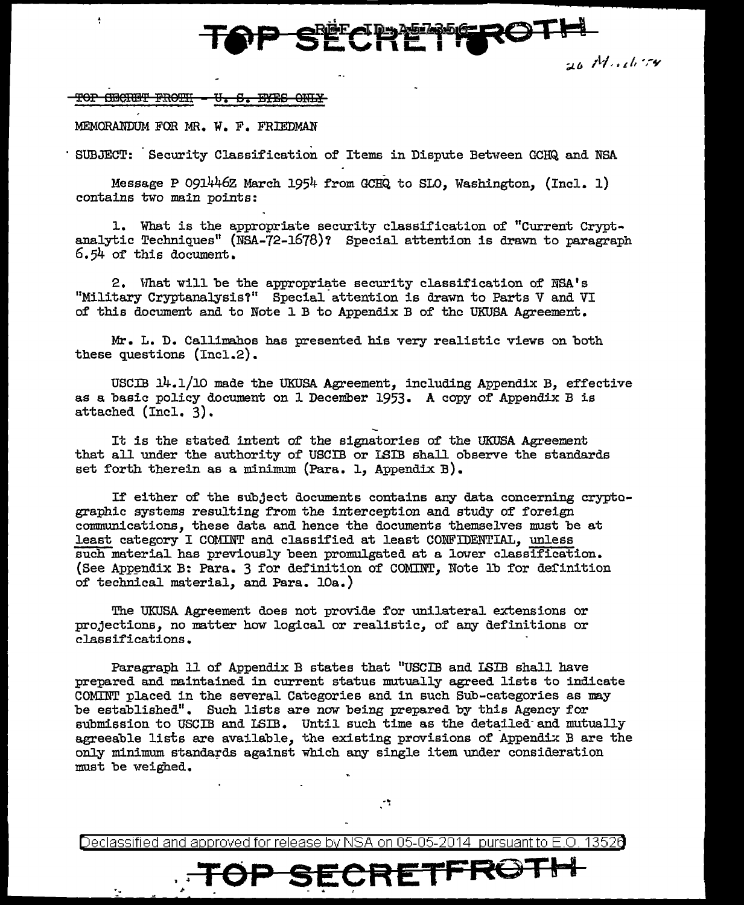~~TOP SECRET FROTH - U. S. EYES ONLY~~

26 March 54

MEMORANDUM FOR MR. W. F. FRIEDMAN

SUBJECT: Security Classification of Items in Dispute Between GCHQ and NSA

Message P 091446Z March 1954 from GCHQ to SLO, Washington, (Incl. 1) contains two main points:

1. What is the appropriate security classification of "Current Cryptanalytic Techniques" (NSA-72-1678)? Special attention is drawn to paragraph 6.54 of this document.

2. What will be the appropriate security classification of NSA's "Military Cryptanalysis?" Special attention is drawn to Parts V and VI of this document and to Note 1 B to Appendix B of the UKUSA Agreement.

Mr. L. D. Callimahos has presented his very realistic views on both these questions (Incl.2).

USCIB 14.1/10 made the UKUSA Agreement, including Appendix B, effective as a basic policy document on 1 December 1953. A copy of Appendix B is attached (Incl. 3).

It is the stated intent of the signatories of the UKUSA Agreement that all under the authority of USCIB or LSIB shall observe the standards set forth therein as a minimum (Para. 1, Appendix B).

If either of the subject documents contains any data concerning cryptographic systems resulting from the interception and study of foreign communications, these data and hence the documents themselves must be at <u>least</u> category I COMINT and classified at least CONFIDENTIAL, <u>unless such</u> material has previously been promulgated at a lower classification. (See Appendix B: Para. 3 for definition of COMINT, Note 1b for definition of technical material, and Para. 10a.)

The UKUSA Agreement does not provide for unilateral extensions or projections, no matter how logical or realistic, of any definitions or classifications.

Paragraph 11 of Appendix B states that "USCIB and LSIB shall have prepared and maintained in current status mutually agreed lists to indicate COMINT placed in the several Categories and in such Sub-categories as may be established". Such lists are now being prepared by this Agency for submission to USCIB and LSIB. Until such time as the detailed and mutually agreeable lists are available, the existing provisions of Appendix B are the only minimum standards against which any single item under consideration must be weighed.

Declassified and approved for release by NSA on 05-05-2014 pursuant to E.O. 13526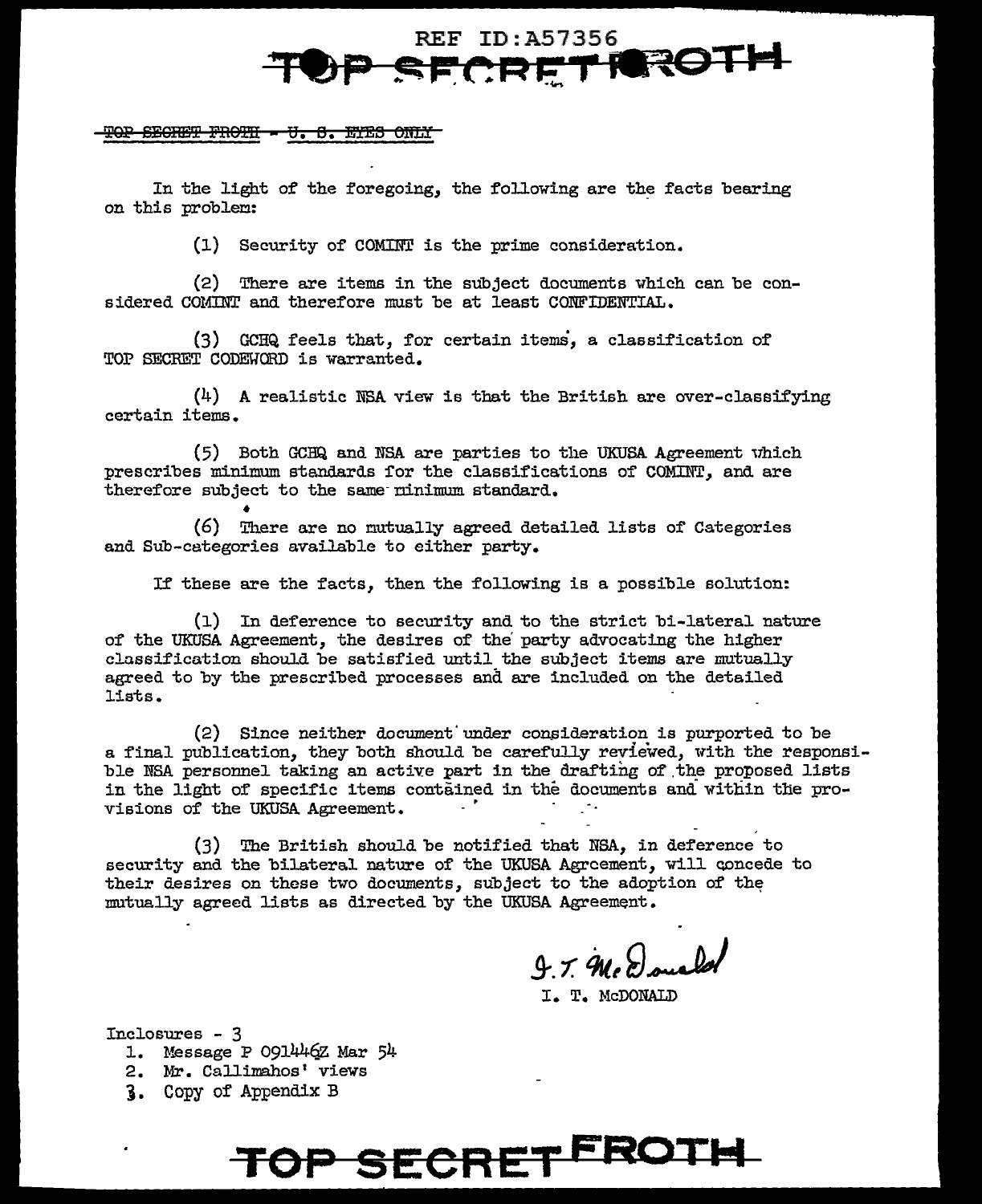TOP SECRET FROTH - U. S. EYES ONLY

In the light of the foregoing, the following are the facts bearing on this problem:

(1) Security of COMINT is the prime consideration.

(2) There are items in the subject documents which can be considered COMINT and therefore must be at least CONFIDENTIAL.

(3) GCHQ feels that, for certain items, a classification of TOP SECRET CODEWORD is warranted.

(4) A realistic NSA view is that the British are over-classifying certain items.

(5) Both GCHQ and NSA are parties to the UKUSA Agreement which prescribes minimum standards for the classifications of COMINT, and are therefore subject to the same minimum standard.

(6) There are no mutually agreed detailed lists of Categories and Sub-categories available to either party.

If these are the facts, then the following is a possible solution:

(1) In deference to security and to the strict bi-lateral nature of the UKUSA Agreement, the desires of the party advocating the higher classification should be satisfied until the subject items are mutually agreed to by the prescribed processes and are included on the detailed lists.

(2) Since neither document under consideration is purported to be a final publication, they both should be carefully reviewed, with the responsible NSA personnel taking an active part in the drafting of the proposed lists in the light of specific items contained in the documents and within the provisions of the UKUSA Agreement.

(3) The British should be notified that NSA, in deference to security and the bilateral nature of the UKUSA Agreement, will concede to their desires on these two documents, subject to the adoption of the mutually agreed lists as directed by the UKUSA Agreement.

I. T. McDonald

I. T. McDONALD

Inclosures - 3
1. Message P 091446Z Mar 54
2. Mr. Callimahos' views
3. Copy of Appendix B